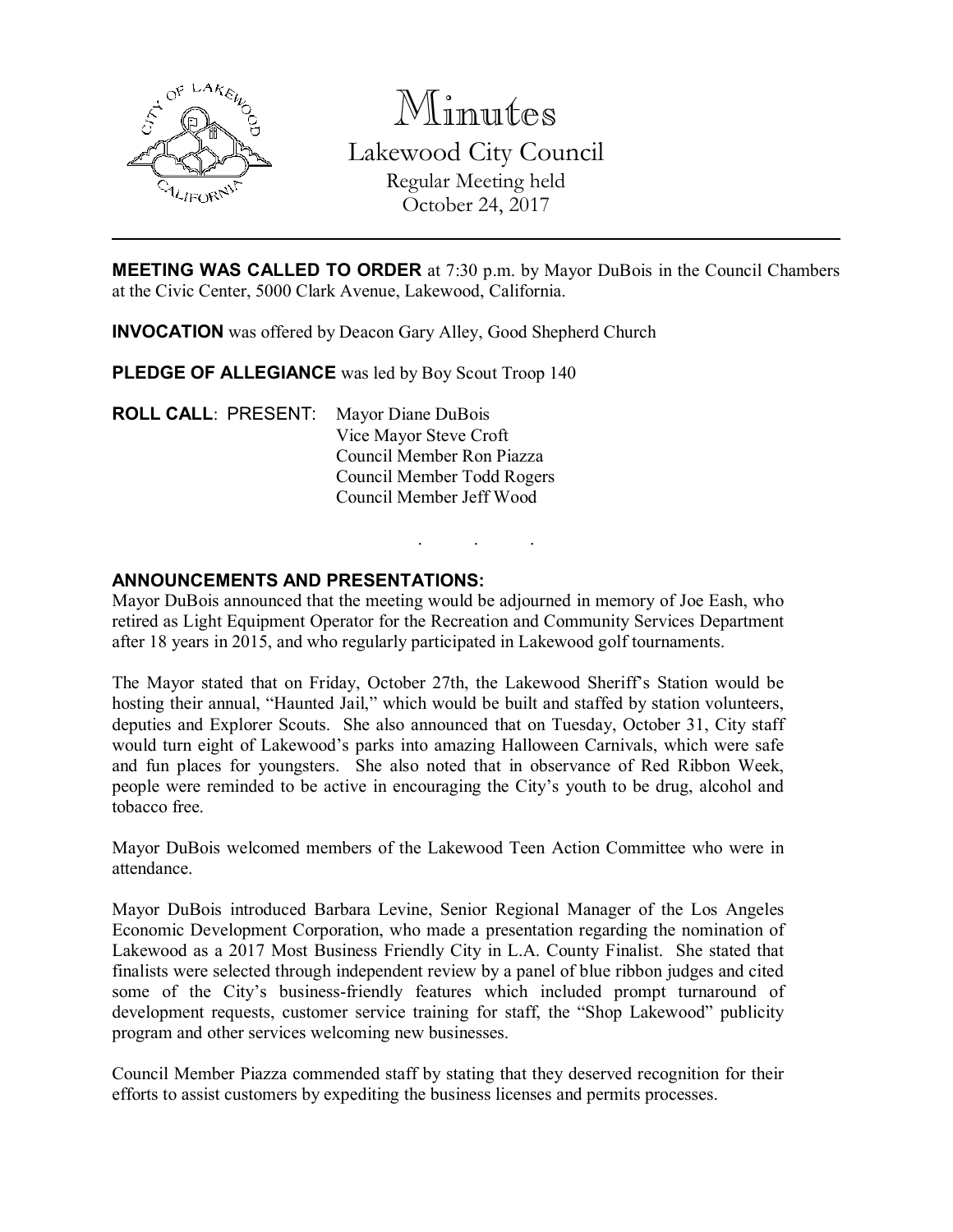# Minutes

## Lakewood City Council

Regular Meeting held
October 24, 2017

---

**MEETING WAS CALLED TO ORDER** at 7:30 p.m. by Mayor DuBois in the Council Chambers at the Civic Center, 5000 Clark Avenue, Lakewood, California.

**INVOCATION** was offered by Deacon Gary Alley, Good Shepherd Church

**PLEDGE OF ALLEGIANCE** was led by Boy Scout Troop 140

**ROLL CALL**: PRESENT: Mayor Diane DuBois
Vice Mayor Steve Croft
Council Member Ron Piazza
Council Member Todd Rogers
Council Member Jeff Wood

. . .

**ANNOUNCEMENTS AND PRESENTATIONS:**

Mayor DuBois announced that the meeting would be adjourned in memory of Joe Eash, who retired as Light Equipment Operator for the Recreation and Community Services Department after 18 years in 2015, and who regularly participated in Lakewood golf tournaments.

The Mayor stated that on Friday, October 27th, the Lakewood Sheriff's Station would be hosting their annual, "Haunted Jail," which would be built and staffed by station volunteers, deputies and Explorer Scouts. She also announced that on Tuesday, October 31, City staff would turn eight of Lakewood's parks into amazing Halloween Carnivals, which were safe and fun places for youngsters. She also noted that in observance of Red Ribbon Week, people were reminded to be active in encouraging the City's youth to be drug, alcohol and tobacco free.

Mayor DuBois welcomed members of the Lakewood Teen Action Committee who were in attendance.

Mayor DuBois introduced Barbara Levine, Senior Regional Manager of the Los Angeles Economic Development Corporation, who made a presentation regarding the nomination of Lakewood as a 2017 Most Business Friendly City in L.A. County Finalist. She stated that finalists were selected through independent review by a panel of blue ribbon judges and cited some of the City's business-friendly features which included prompt turnaround of development requests, customer service training for staff, the "Shop Lakewood" publicity program and other services welcoming new businesses.

Council Member Piazza commended staff by stating that they deserved recognition for their efforts to assist customers by expediting the business licenses and permits processes.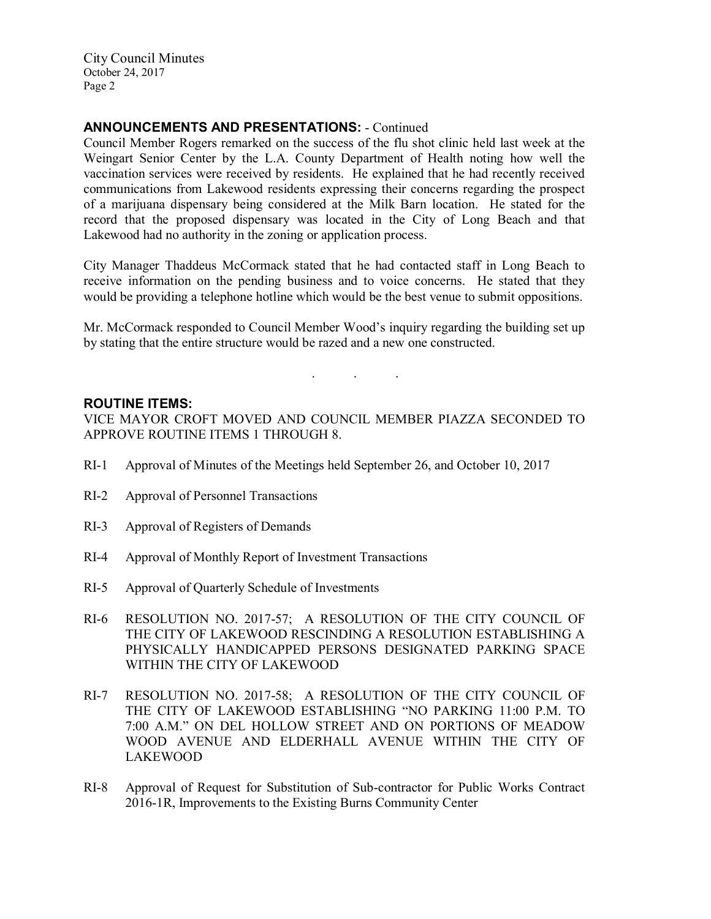## ANNOUNCEMENTS AND PRESENTATIONS: - Continued

Council Member Rogers remarked on the success of the flu shot clinic held last week at the Weingart Senior Center by the L.A. County Department of Health noting how well the vaccination services were received by residents. He explained that he had recently received communications from Lakewood residents expressing their concerns regarding the prospect of a marijuana dispensary being considered at the Milk Barn location. He stated for the record that the proposed dispensary was located in the City of Long Beach and that Lakewood had no authority in the zoning or application process.

City Manager Thaddeus McCormack stated that he had contacted staff in Long Beach to receive information on the pending business and to voice concerns. He stated that they would be providing a telephone hotline which would be the best venue to submit oppositions.

Mr. McCormack responded to Council Member Wood's inquiry regarding the building set up by stating that the entire structure would be razed and a new one constructed.

. . .

## ROUTINE ITEMS:

VICE MAYOR CROFT MOVED AND COUNCIL MEMBER PIAZZA SECONDED TO APPROVE ROUTINE ITEMS 1 THROUGH 8.

RI-1 Approval of Minutes of the Meetings held September 26, and October 10, 2017

RI-2 Approval of Personnel Transactions

RI-3 Approval of Registers of Demands

RI-4 Approval of Monthly Report of Investment Transactions

RI-5 Approval of Quarterly Schedule of Investments

RI-6 RESOLUTION NO. 2017-57; A RESOLUTION OF THE CITY COUNCIL OF THE CITY OF LAKEWOOD RESCINDING A RESOLUTION ESTABLISHING A PHYSICALLY HANDICAPPED PERSONS DESIGNATED PARKING SPACE WITHIN THE CITY OF LAKEWOOD

RI-7 RESOLUTION NO. 2017-58; A RESOLUTION OF THE CITY COUNCIL OF THE CITY OF LAKEWOOD ESTABLISHING "NO PARKING 11:00 P.M. TO 7:00 A.M." ON DEL HOLLOW STREET AND ON PORTIONS OF MEADOW WOOD AVENUE AND ELDERHALL AVENUE WITHIN THE CITY OF LAKEWOOD

RI-8 Approval of Request for Substitution of Sub-contractor for Public Works Contract 2016-1R, Improvements to the Existing Burns Community Center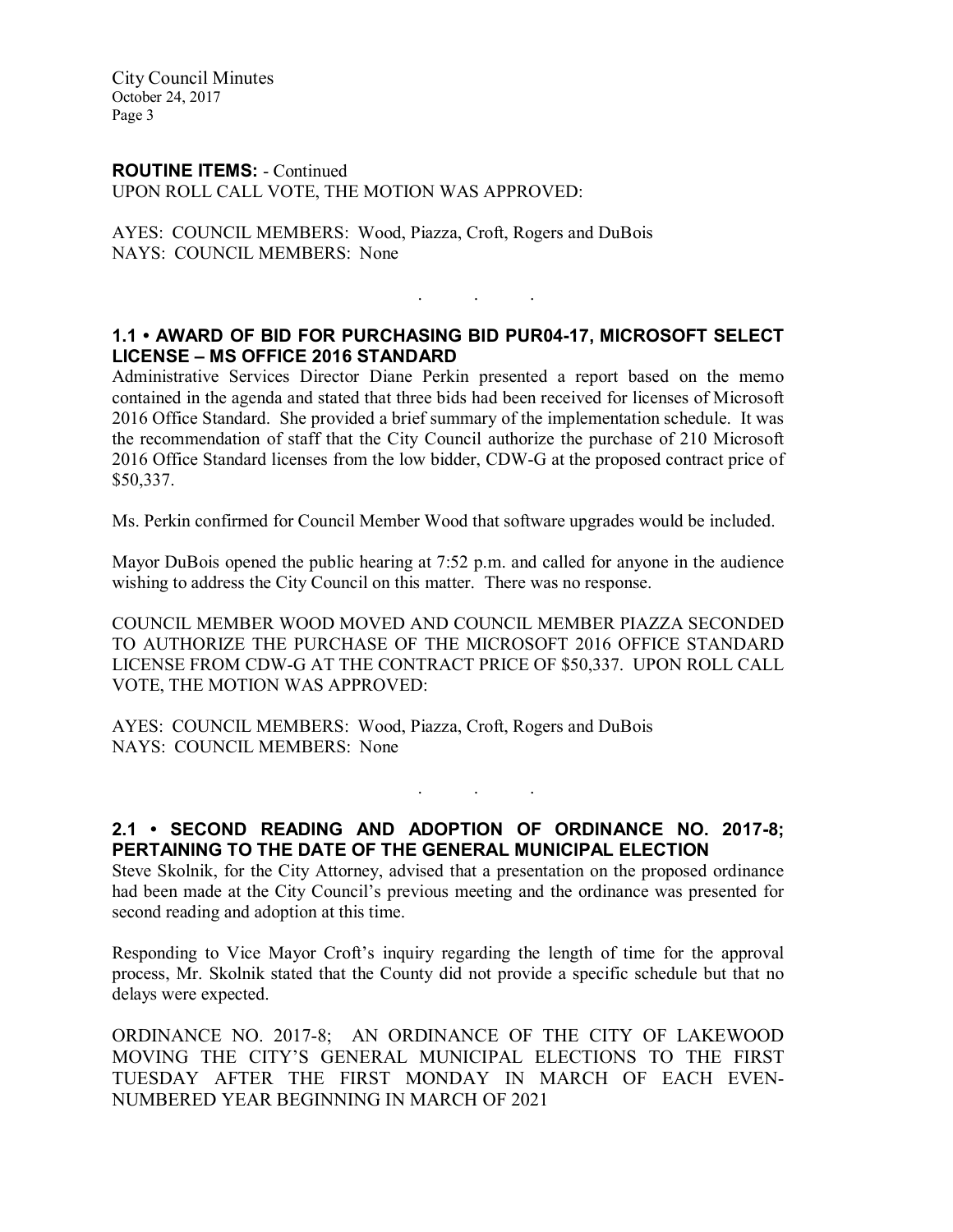**ROUTINE ITEMS:** - Continued

UPON ROLL CALL VOTE, THE MOTION WAS APPROVED:

AYES: COUNCIL MEMBERS: Wood, Piazza, Croft, Rogers and DuBois
NAYS: COUNCIL MEMBERS: None

. . .

## 1.1 • AWARD OF BID FOR PURCHASING BID PUR04-17, MICROSOFT SELECT LICENSE – MS OFFICE 2016 STANDARD

Administrative Services Director Diane Perkin presented a report based on the memo contained in the agenda and stated that three bids had been received for licenses of Microsoft 2016 Office Standard. She provided a brief summary of the implementation schedule. It was the recommendation of staff that the City Council authorize the purchase of 210 Microsoft 2016 Office Standard licenses from the low bidder, CDW-G at the proposed contract price of $50,337.

Ms. Perkin confirmed for Council Member Wood that software upgrades would be included.

Mayor DuBois opened the public hearing at 7:52 p.m. and called for anyone in the audience wishing to address the City Council on this matter. There was no response.

COUNCIL MEMBER WOOD MOVED AND COUNCIL MEMBER PIAZZA SECONDED TO AUTHORIZE THE PURCHASE OF THE MICROSOFT 2016 OFFICE STANDARD LICENSE FROM CDW-G AT THE CONTRACT PRICE OF $50,337. UPON ROLL CALL VOTE, THE MOTION WAS APPROVED:

AYES: COUNCIL MEMBERS: Wood, Piazza, Croft, Rogers and DuBois
NAYS: COUNCIL MEMBERS: None

. . .

## 2.1 • SECOND READING AND ADOPTION OF ORDINANCE NO. 2017-8; PERTAINING TO THE DATE OF THE GENERAL MUNICIPAL ELECTION

Steve Skolnik, for the City Attorney, advised that a presentation on the proposed ordinance had been made at the City Council's previous meeting and the ordinance was presented for second reading and adoption at this time.

Responding to Vice Mayor Croft's inquiry regarding the length of time for the approval process, Mr. Skolnik stated that the County did not provide a specific schedule but that no delays were expected.

ORDINANCE NO. 2017-8; AN ORDINANCE OF THE CITY OF LAKEWOOD MOVING THE CITY'S GENERAL MUNICIPAL ELECTIONS TO THE FIRST TUESDAY AFTER THE FIRST MONDAY IN MARCH OF EACH EVEN-NUMBERED YEAR BEGINNING IN MARCH OF 2021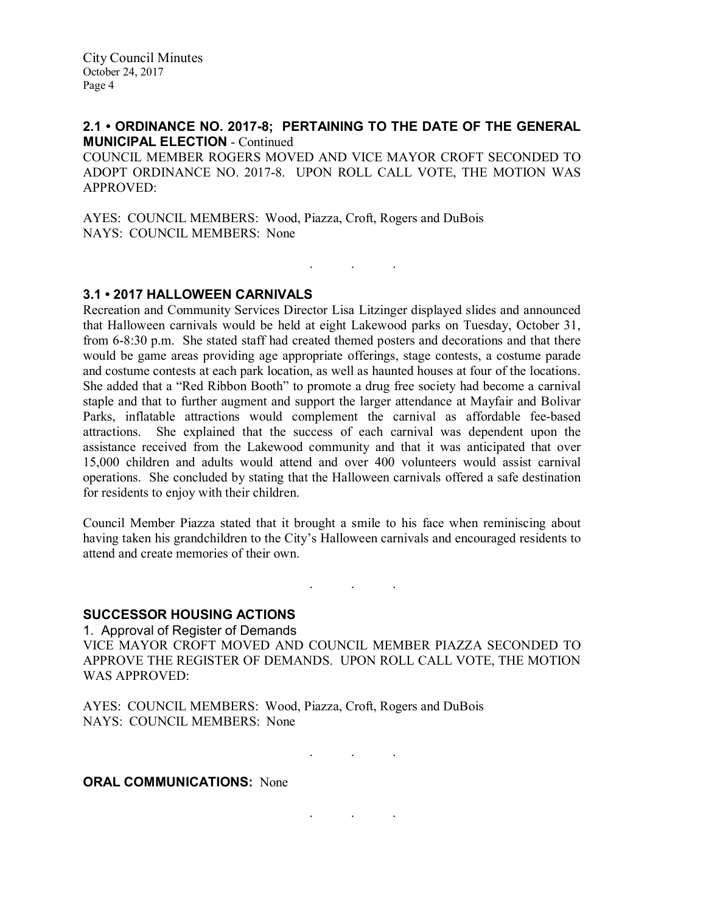### 2.1 • ORDINANCE NO. 2017-8; PERTAINING TO THE DATE OF THE GENERAL MUNICIPAL ELECTION - Continued

COUNCIL MEMBER ROGERS MOVED AND VICE MAYOR CROFT SECONDED TO ADOPT ORDINANCE NO. 2017-8. UPON ROLL CALL VOTE, THE MOTION WAS APPROVED:

AYES: COUNCIL MEMBERS: Wood, Piazza, Croft, Rogers and DuBois
NAYS: COUNCIL MEMBERS: None

. . .

### 3.1 • 2017 HALLOWEEN CARNIVALS

Recreation and Community Services Director Lisa Litzinger displayed slides and announced that Halloween carnivals would be held at eight Lakewood parks on Tuesday, October 31, from 6-8:30 p.m. She stated staff had created themed posters and decorations and that there would be game areas providing age appropriate offerings, stage contests, a costume parade and costume contests at each park location, as well as haunted houses at four of the locations. She added that a "Red Ribbon Booth" to promote a drug free society had become a carnival staple and that to further augment and support the larger attendance at Mayfair and Bolivar Parks, inflatable attractions would complement the carnival as affordable fee-based attractions. She explained that the success of each carnival was dependent upon the assistance received from the Lakewood community and that it was anticipated that over 15,000 children and adults would attend and over 400 volunteers would assist carnival operations. She concluded by stating that the Halloween carnivals offered a safe destination for residents to enjoy with their children.

Council Member Piazza stated that it brought a smile to his face when reminiscing about having taken his grandchildren to the City's Halloween carnivals and encouraged residents to attend and create memories of their own.

. . .

### SUCCESSOR HOUSING ACTIONS

1. Approval of Register of Demands

VICE MAYOR CROFT MOVED AND COUNCIL MEMBER PIAZZA SECONDED TO APPROVE THE REGISTER OF DEMANDS. UPON ROLL CALL VOTE, THE MOTION WAS APPROVED:

AYES: COUNCIL MEMBERS: Wood, Piazza, Croft, Rogers and DuBois
NAYS: COUNCIL MEMBERS: None

. . .

**ORAL COMMUNICATIONS:** None

. . .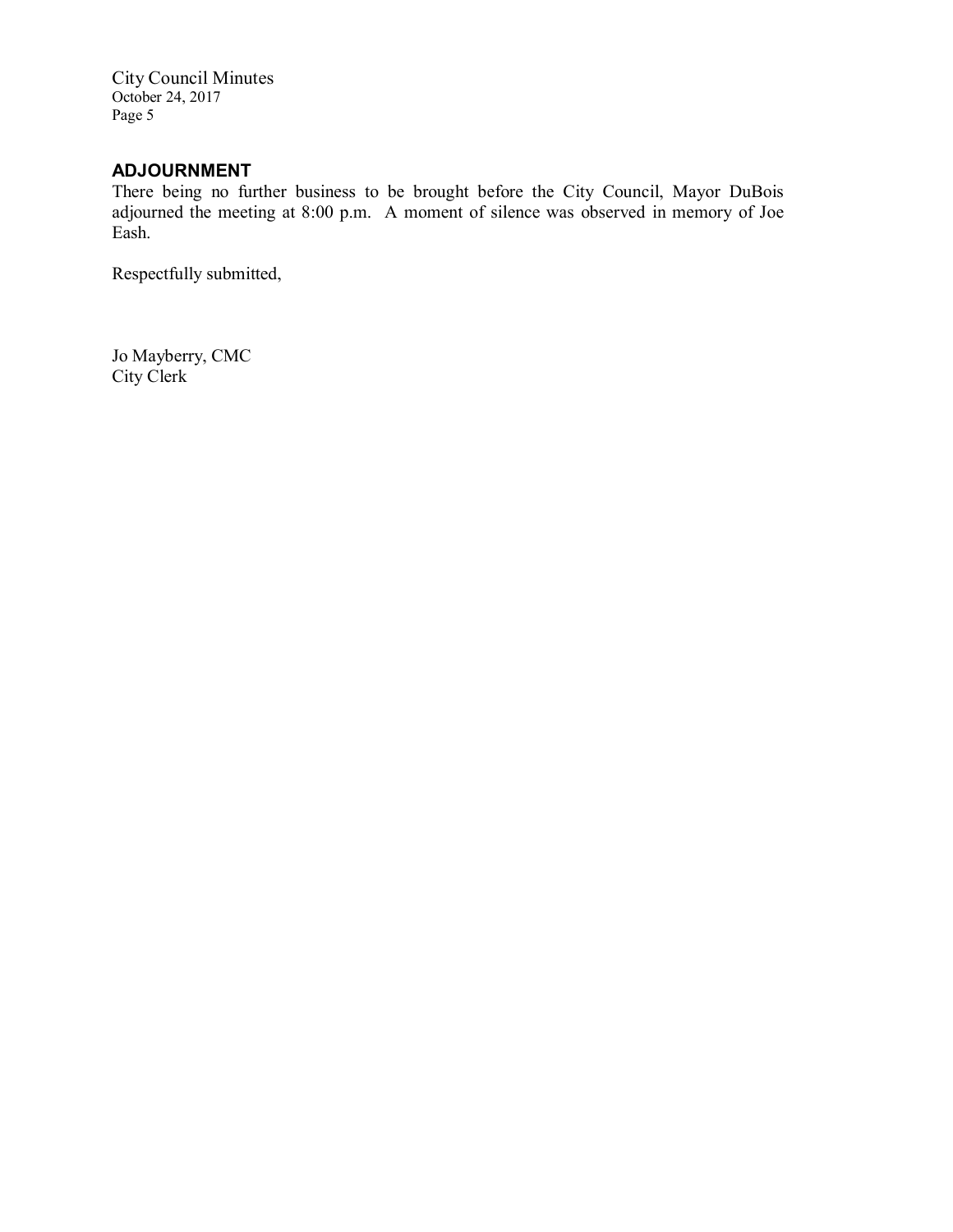## ADJOURNMENT

There being no further business to be brought before the City Council, Mayor DuBois adjourned the meeting at 8:00 p.m. A moment of silence was observed in memory of Joe Eash.

Respectfully submitted,

Jo Mayberry, CMC
City Clerk